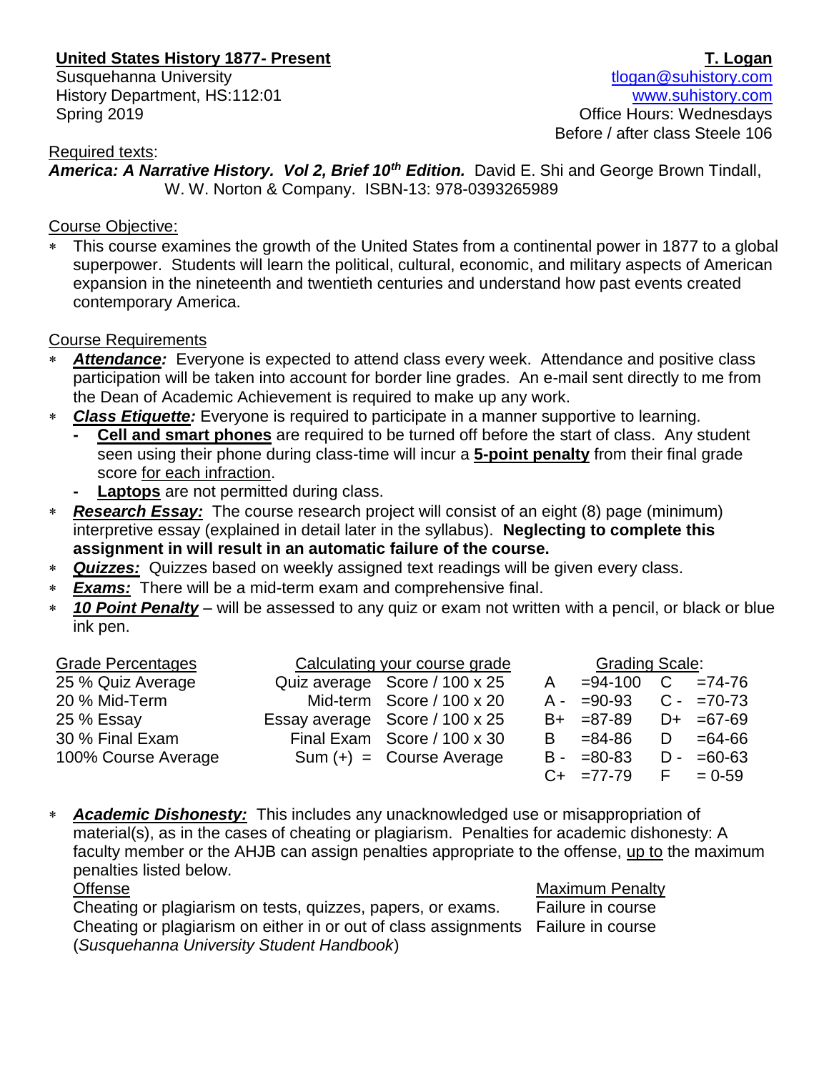**United States History 1877- Present**
Susquehanna University
History Department, HS:112:01
Spring 2019

**T. Logan**
tlogan@suhistory.com
www.suhistory.com
Office Hours: Wednesdays
Before / after class Steele 106

Required texts:

***America: A Narrative History. Vol 2, Brief 10th Edition.*** David E. Shi and George Brown Tindall, W. W. Norton & Company. ISBN-13: 978-0393265989

Course Objective:

- This course examines the growth of the United States from a continental power in 1877 to a global superpower. Students will learn the political, cultural, economic, and military aspects of American expansion in the nineteenth and twentieth centuries and understand how past events created contemporary America.

Course Requirements

- ***Attendance:*** Everyone is expected to attend class every week. Attendance and positive class participation will be taken into account for border line grades. An e-mail sent directly to me from the Dean of Academic Achievement is required to make up any work.
- ***Class Etiquette:*** Everyone is required to participate in a manner supportive to learning.
  - **Cell and smart phones** are required to be turned off before the start of class. Any student seen using their phone during class-time will incur a **5-point penalty** from their final grade score for each infraction.
  - **Laptops** are not permitted during class.
- ***Research Essay:*** The course research project will consist of an eight (8) page (minimum) interpretive essay (explained in detail later in the syllabus). **Neglecting to complete this assignment in will result in an automatic failure of the course.**
- ***Quizzes:*** Quizzes based on weekly assigned text readings will be given every class.
- ***Exams:*** There will be a mid-term exam and comprehensive final.
- ***10 Point Penalty*** – will be assessed to any quiz or exam not written with a pencil, or black or blue ink pen.

| Grade Percentages | Calculating your course grade | | Grading Scale: | | | |
|---|---|---|---|---|---|---|
| 25 % Quiz Average | Quiz average | Score / 100 x 25 | A | =94-100 | C | =74-76 |
| 20 % Mid-Term | Mid-term | Score / 100 x 20 | A - | =90-93 | C - | =70-73 |
| 25 % Essay | Essay average | Score / 100 x 25 | B+ | =87-89 | D+ | =67-69 |
| 30 % Final Exam | Final Exam | Score / 100 x 30 | B | =84-86 | D | =64-66 |
| 100% Course Average | Sum (+) = | Course Average | B - | =80-83 | D - | =60-63 |
| | | | C+ | =77-79 | F | = 0-59 |

- ***Academic Dishonesty:*** This includes any unacknowledged use or misappropriation of material(s), as in the cases of cheating or plagiarism. Penalties for academic dishonesty: A faculty member or the AHJB can assign penalties appropriate to the offense, up to the maximum penalties listed below.

| Offense | Maximum Penalty |
|---|---|
| Cheating or plagiarism on tests, quizzes, papers, or exams. | Failure in course |
| Cheating or plagiarism on either in or out of class assignments | Failure in course |

(*Susquehanna University Student Handbook*)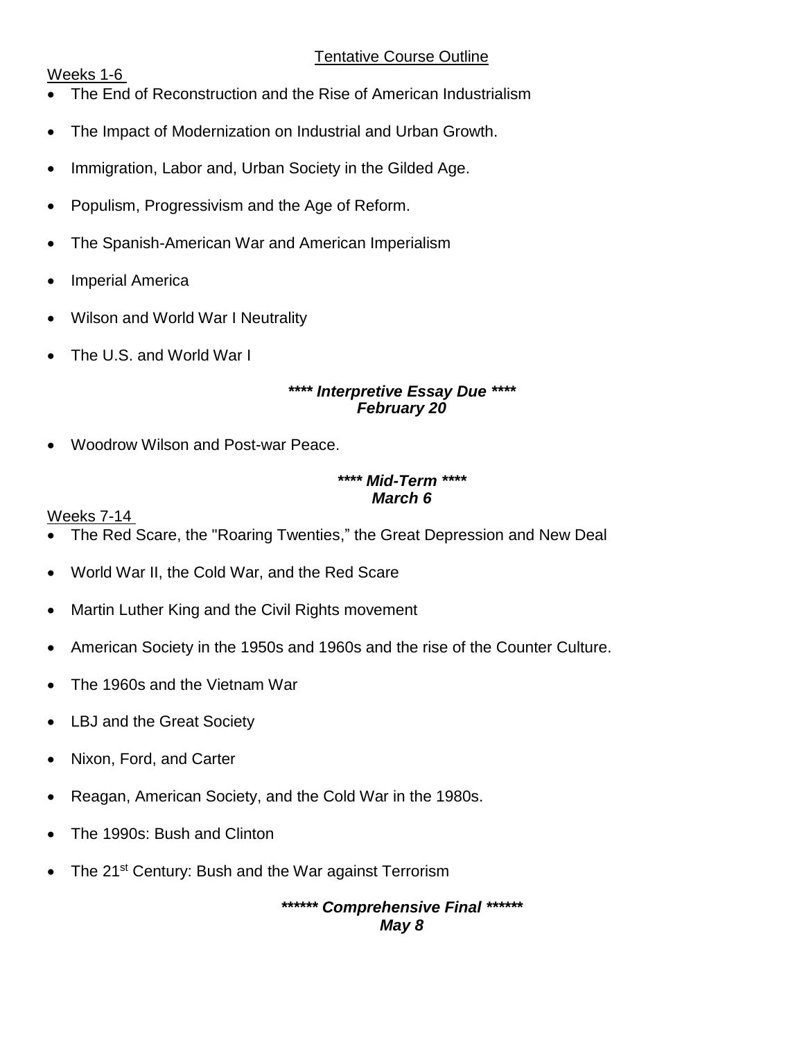## Tentative Course Outline

Weeks 1-6

- The End of Reconstruction and the Rise of American Industrialism
- The Impact of Modernization on Industrial and Urban Growth.
- Immigration, Labor and, Urban Society in the Gilded Age.
- Populism, Progressivism and the Age of Reform.
- The Spanish-American War and American Imperialism
- Imperial America
- Wilson and World War I Neutrality
- The U.S. and World War I

***\*\*\*\* Interpretive Essay Due \*\*\*\****
***February 20***

- Woodrow Wilson and Post-war Peace.

***\*\*\*\* Mid-Term \*\*\*\****
***March 6***

Weeks 7-14

- The Red Scare, the "Roaring Twenties," the Great Depression and New Deal
- World War II, the Cold War, and the Red Scare
- Martin Luther King and the Civil Rights movement
- American Society in the 1950s and 1960s and the rise of the Counter Culture.
- The 1960s and the Vietnam War
- LBJ and the Great Society
- Nixon, Ford, and Carter
- Reagan, American Society, and the Cold War in the 1980s.
- The 1990s: Bush and Clinton
- The 21st Century: Bush and the War against Terrorism

***\*\*\*\*\*\* Comprehensive Final \*\*\*\*\*\****
***May 8***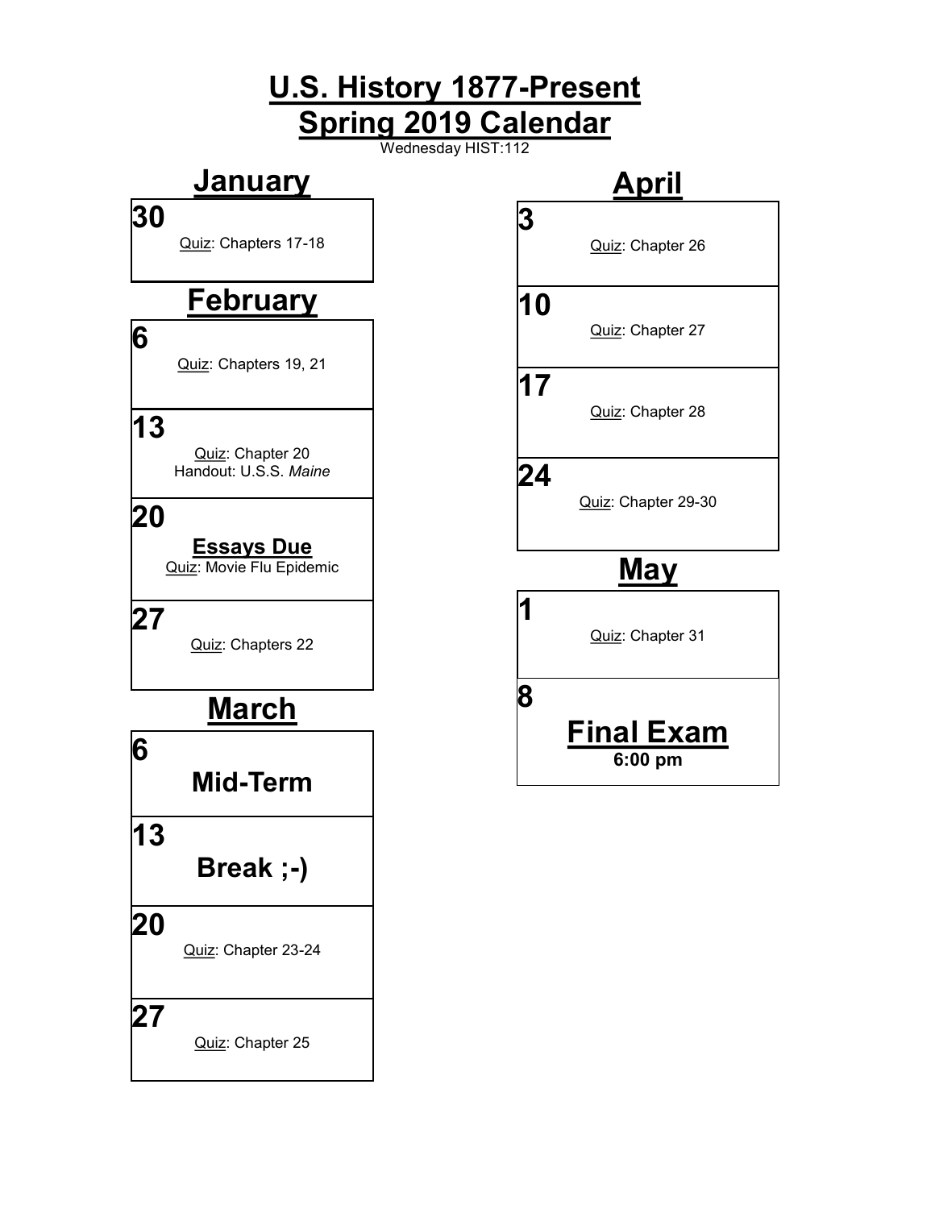# U.S. History 1877-Present
# Spring 2019 Calendar

Wednesday HIST:112

## January

**30**
Quiz: Chapters 17-18

## February

**6**
Quiz: Chapters 19, 21

**13**
Quiz: Chapter 20
Handout: U.S.S. *Maine*

**20**
**Essays Due**
Quiz: Movie Flu Epidemic

**27**
Quiz: Chapters 22

## March

**6**
**Mid-Term**

**13**
**Break ;-)**

**20**
Quiz: Chapter 23-24

**27**
Quiz: Chapter 25

## April

**3**
Quiz: Chapter 26

**10**
Quiz: Chapter 27

**17**
Quiz: Chapter 28

**24**
Quiz: Chapter 29-30

## May

**1**
Quiz: Chapter 31

**8**
**Final Exam**
**6:00 pm**